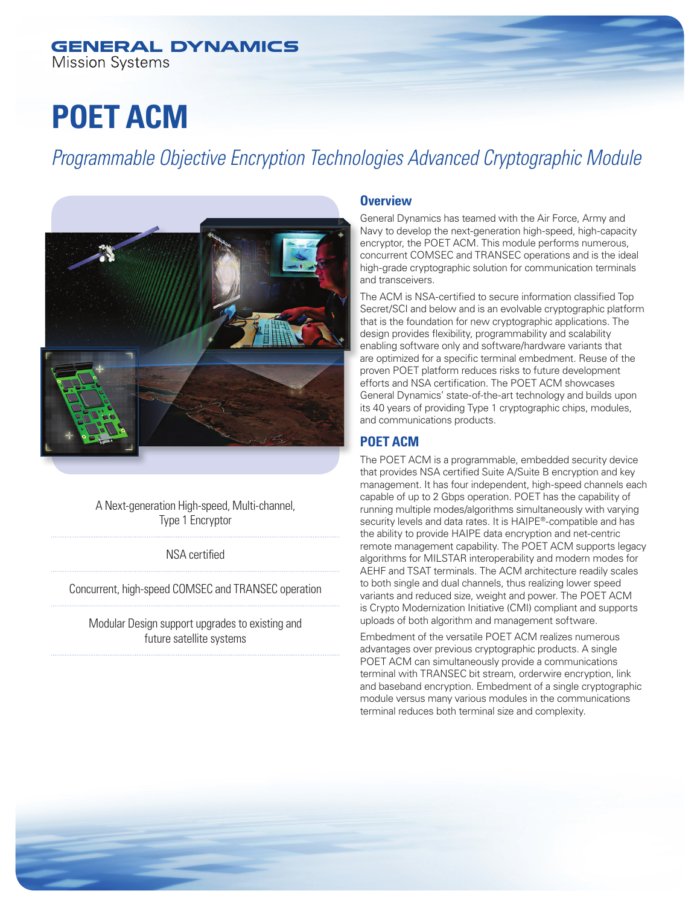GENERAL DYNAMICS
Mission Systems

# POET ACM

*Programmable Objective Encryption Technologies Advanced Cryptographic Module*

A Next-generation High-speed, Multi-channel, Type 1 Encryptor

NSA certified

Concurrent, high-speed COMSEC and TRANSEC operation

Modular Design support upgrades to existing and future satellite systems

## Overview

General Dynamics has teamed with the Air Force, Army and Navy to develop the next-generation high-speed, high-capacity encryptor, the POET ACM. This module performs numerous, concurrent COMSEC and TRANSEC operations and is the ideal high-grade cryptographic solution for communication terminals and transceivers.

The ACM is NSA-certified to secure information classified Top Secret/SCI and below and is an evolvable cryptographic platform that is the foundation for new cryptographic applications. The design provides flexibility, programmability and scalability enabling software only and software/hardware variants that are optimized for a specific terminal embedment. Reuse of the proven POET platform reduces risks to future development efforts and NSA certification. The POET ACM showcases General Dynamics' state-of-the-art technology and builds upon its 40 years of providing Type 1 cryptographic chips, modules, and communications products.

## POET ACM

The POET ACM is a programmable, embedded security device that provides NSA certified Suite A/Suite B encryption and key management. It has four independent, high-speed channels each capable of up to 2 Gbps operation. POET has the capability of running multiple modes/algorithms simultaneously with varying security levels and data rates. It is HAIPE®-compatible and has the ability to provide HAIPE data encryption and net-centric remote management capability. The POET ACM supports legacy algorithms for MILSTAR interoperability and modern modes for AEHF and TSAT terminals. The ACM architecture readily scales to both single and dual channels, thus realizing lower speed variants and reduced size, weight and power. The POET ACM is Crypto Modernization Initiative (CMI) compliant and supports uploads of both algorithm and management software.

Embedment of the versatile POET ACM realizes numerous advantages over previous cryptographic products. A single POET ACM can simultaneously provide a communications terminal with TRANSEC bit stream, orderwire encryption, link and baseband encryption. Embedment of a single cryptographic module versus many various modules in the communications terminal reduces both terminal size and complexity.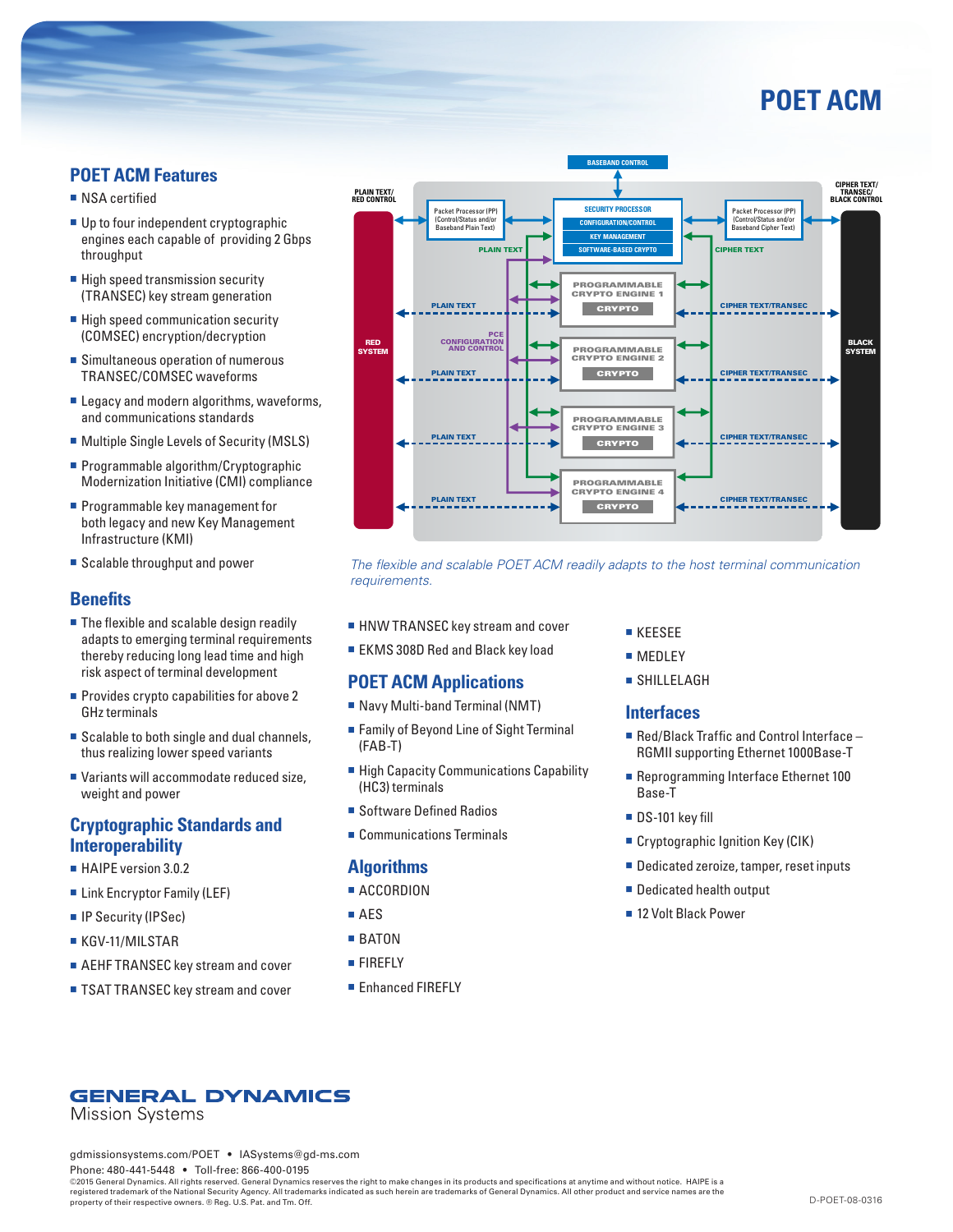# POET ACM

## POET ACM Features

- NSA certified
- Up to four independent cryptographic engines each capable of providing 2 Gbps throughput
- High speed transmission security (TRANSEC) key stream generation
- High speed communication security (COMSEC) encryption/decryption
- Simultaneous operation of numerous TRANSEC/COMSEC waveforms
- Legacy and modern algorithms, waveforms, and communications standards
- Multiple Single Levels of Security (MSLS)
- Programmable algorithm/Cryptographic Modernization Initiative (CMI) compliance
- Programmable key management for both legacy and new Key Management Infrastructure (KMI)
- Scalable throughput and power

BASEBAND CONTROL

PLAIN TEXT/ RED CONTROL

CIPHER TEXT/ TRANSEC/ BLACK CONTROL

Packet Processor (PP) (Control/Status and/or Baseband Plain Text)

SECURITY PROCESSOR

CONFIGURATION/CONTROL

KEY MANAGEMENT

SOFTWARE-BASED CRYPTO

Packet Processor (PP) (Control/Status and/or Baseband Cipher Text)

PLAIN TEXT

CIPHER TEXT

RED SYSTEM

BLACK SYSTEM

PCE CONFIGURATION AND CONTROL

PROGRAMMABLE CRYPTO ENGINE 1 CRYPTO

PROGRAMMABLE CRYPTO ENGINE 2 CRYPTO

PROGRAMMABLE CRYPTO ENGINE 3 CRYPTO

PROGRAMMABLE CRYPTO ENGINE 4 CRYPTO

PLAIN TEXT

CIPHER TEXT/TRANSEC

*The flexible and scalable POET ACM readily adapts to the host terminal communication requirements.*

## Benefits

- The flexible and scalable design readily adapts to emerging terminal requirements thereby reducing long lead time and high risk aspect of terminal development
- Provides crypto capabilities for above 2 GHz terminals
- Scalable to both single and dual channels, thus realizing lower speed variants
- Variants will accommodate reduced size, weight and power

## Cryptographic Standards and Interoperability

- HAIPE version 3.0.2
- Link Encryptor Family (LEF)
- IP Security (IPSec)
- KGV-11/MILSTAR
- AEHF TRANSEC key stream and cover
- TSAT TRANSEC key stream and cover
- HNW TRANSEC key stream and cover
- EKMS 308D Red and Black key load

## POET ACM Applications

- Navy Multi-band Terminal (NMT)
- Family of Beyond Line of Sight Terminal (FAB-T)
- High Capacity Communications Capability (HC3) terminals
- Software Defined Radios
- Communications Terminals

## Algorithms

- ACCORDION
- AES
- BATON
- FIREFLY
- Enhanced FIREFLY
- KEESEE
- MEDLEY
- SHILLELAGH

## Interfaces

- Red/Black Traffic and Control Interface – RGMII supporting Ethernet 1000Base-T
- Reprogramming Interface Ethernet 100 Base-T
- DS-101 key fill
- Cryptographic Ignition Key (CIK)
- Dedicated zeroize, tamper, reset inputs
- Dedicated health output
- 12 Volt Black Power

**GENERAL DYNAMICS**
Mission Systems

gdmissionsystems.com/POET • IASystems@gd-ms.com
Phone: 480-441-5448 • Toll-free: 866-400-0195

©2015 General Dynamics. All rights reserved. General Dynamics reserves the right to make changes in its products and specifications at anytime and without notice. HAIPE is a registered trademark of the National Security Agency. All trademarks indicated as such herein are trademarks of General Dynamics. All other product and service names are the property of their respective owners. ® Reg. U.S. Pat. and Tm. Off.

D-POET-08-0316